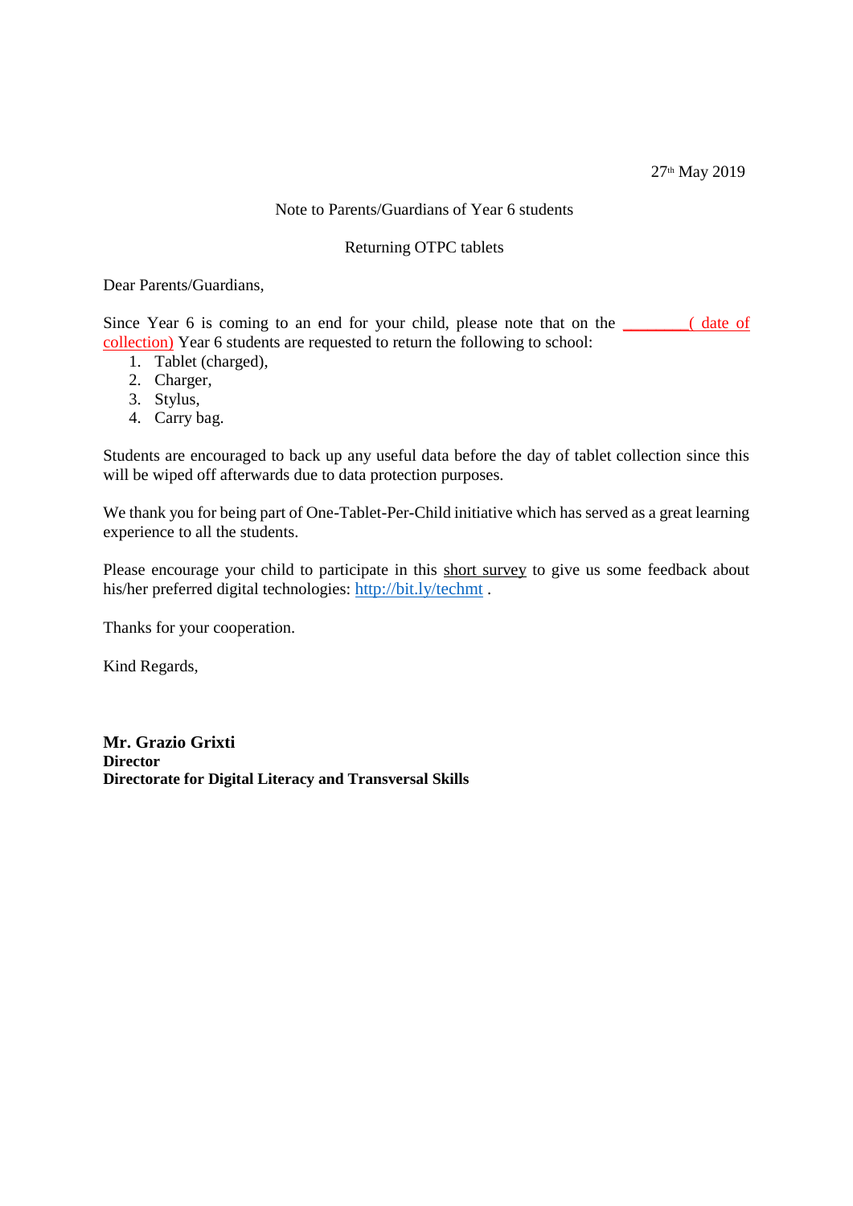27th May 2019

Note to Parents/Guardians of Year 6 students

Returning OTPC tablets

Dear Parents/Guardians,

Since Year 6 is coming to an end for your child, please note that on the ________( date of collection) Year 6 students are requested to return the following to school:

1. Tablet (charged),
2. Charger,
3. Stylus,
4. Carry bag.

Students are encouraged to back up any useful data before the day of tablet collection since this will be wiped off afterwards due to data protection purposes.

We thank you for being part of One-Tablet-Per-Child initiative which has served as a great learning experience to all the students.

Please encourage your child to participate in this short survey to give us some feedback about his/her preferred digital technologies: http://bit.ly/techmt .

Thanks for your cooperation.

Kind Regards,

**Mr. Grazio Grixti**
**Director**
**Directorate for Digital Literacy and Transversal Skills**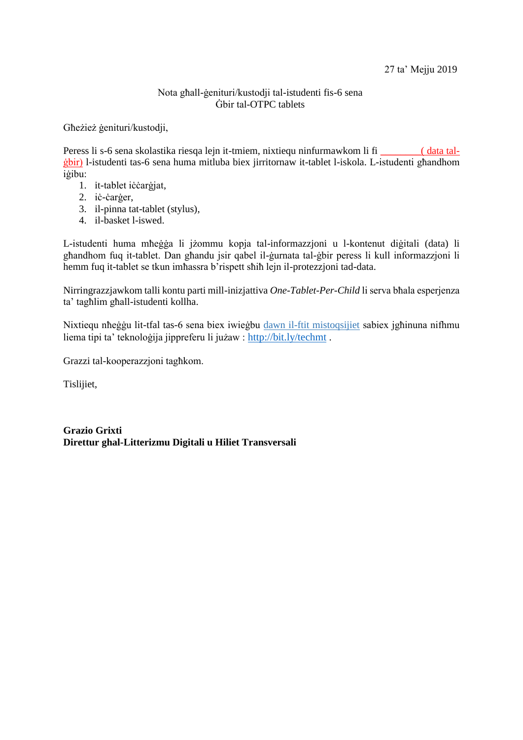27 ta' Mejju 2019

Nota għall-ġenituri/kustodji tal-istudenti fis-6 sena
Ġbir tal-OTPC tablets

Għeżież ġenituri/kustodji,

Peress li s-6 sena skolastika riesqa lejn it-tmiem, nixtiequ ninfurmawkom li fi ________( data tal-ġbir) l-istudenti tas-6 sena huma mitluba biex jirritornaw it-tablet l-iskola. L-istudenti għandhom iġibu:

1. it-tablet iċċarġjat,
2. iċ-ċarġer,
3. il-pinna tat-tablet (stylus),
4. il-basket l-iswed.

L-istudenti huma mħeġġa li jżommu kopja tal-informazzjoni u l-kontenut diġitali (data) li għandhom fuq it-tablet. Dan għandu jsir qabel il-ġurnata tal-ġbir peress li kull informazzjoni li hemm fuq it-tablet se tkun imħassra b'rispett sħiħ lejn il-protezzjoni tad-data.

Nirringrazzjawkom talli kontu parti mill-inizjattiva *One-Tablet-Per-Child* li serva bħala esperjenza ta' tagħlim għall-istudenti kollha.

Nixtiequ nħeġġu lit-tfal tas-6 sena biex iwieġbu dawn il-ftit mistoqsijiet sabiex jgħinuna nifhmu liema tipi ta' teknoloġija jippreferu li jużaw : http://bit.ly/techmt .

Grazzi tal-kooperazzjoni tagħkom.

Tislijiet,

**Grazio Grixti**
**Direttur ghal-Litterizmu Digitali u Hiliet Transversali**